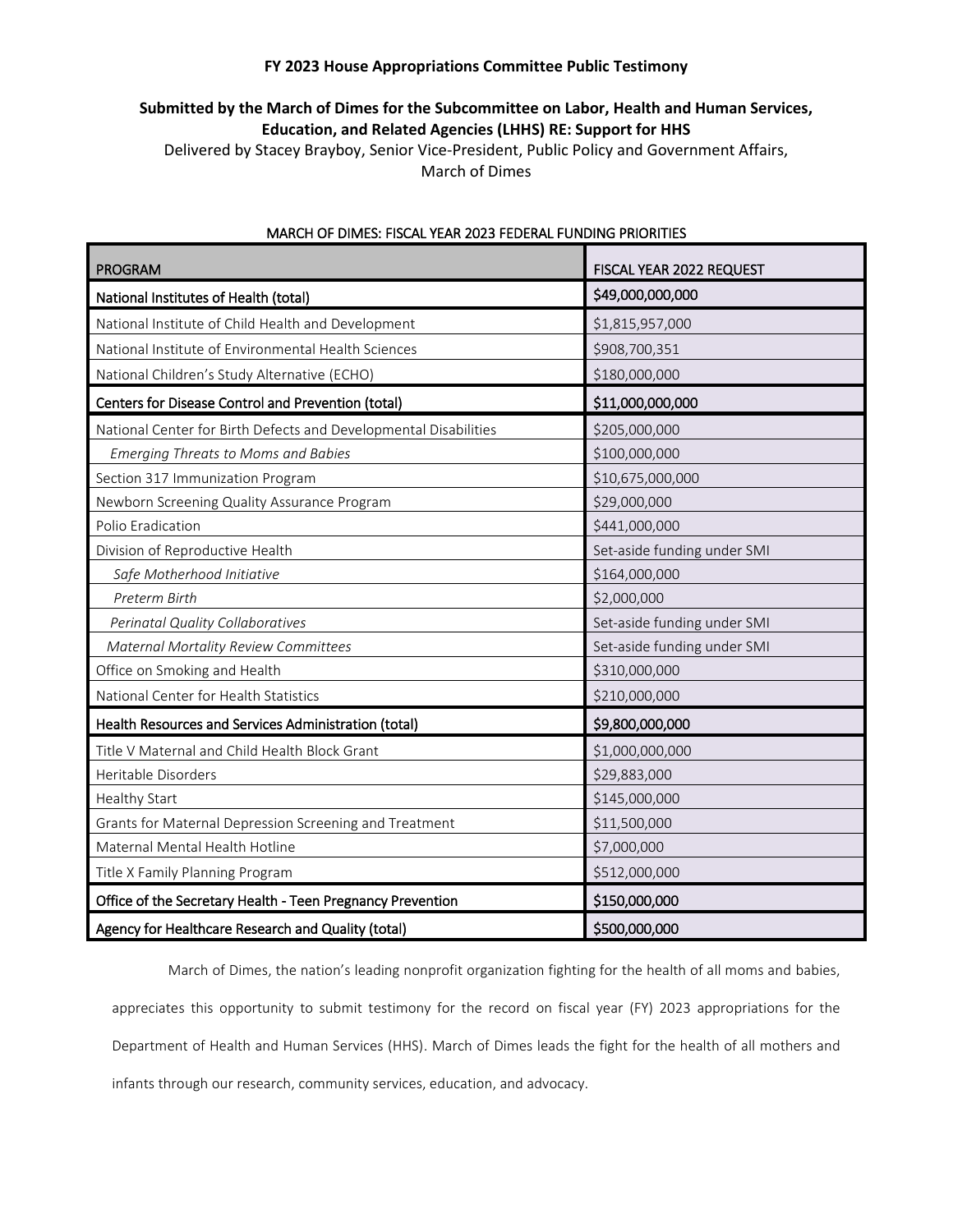**FY 2023 House Appropriations Committee Public Testimony**

**Submitted by the March of Dimes for the Subcommittee on Labor, Health and Human Services, Education, and Related Agencies (LHHS) RE: Support for HHS**

Delivered by Stacey Brayboy, Senior Vice-President, Public Policy and Government Affairs, March of Dimes

MARCH OF DIMES: FISCAL YEAR 2023 FEDERAL FUNDING PRIORITIES

| PROGRAM | FISCAL YEAR 2022 REQUEST |
|---|---|
| National Institutes of Health (total) | $49,000,000,000 |
| National Institute of Child Health and Development | $1,815,957,000 |
| National Institute of Environmental Health Sciences | $908,700,351 |
| National Children's Study Alternative (ECHO) | $180,000,000 |
| Centers for Disease Control and Prevention (total) | $11,000,000,000 |
| National Center for Birth Defects and Developmental Disabilities | $205,000,000 |
| *Emerging Threats to Moms and Babies* | $100,000,000 |
| Section 317 Immunization Program | $10,675,000,000 |
| Newborn Screening Quality Assurance Program | $29,000,000 |
| Polio Eradication | $441,000,000 |
| Division of Reproductive Health | Set-aside funding under SMI |
| *Safe Motherhood Initiative* | $164,000,000 |
| *Preterm Birth* | $2,000,000 |
| *Perinatal Quality Collaboratives* | Set-aside funding under SMI |
| *Maternal Mortality Review Committees* | Set-aside funding under SMI |
| Office on Smoking and Health | $310,000,000 |
| National Center for Health Statistics | $210,000,000 |
| Health Resources and Services Administration (total) | $9,800,000,000 |
| Title V Maternal and Child Health Block Grant | $1,000,000,000 |
| Heritable Disorders | $29,883,000 |
| Healthy Start | $145,000,000 |
| Grants for Maternal Depression Screening and Treatment | $11,500,000 |
| Maternal Mental Health Hotline | $7,000,000 |
| Title X Family Planning Program | $512,000,000 |
| Office of the Secretary Health - Teen Pregnancy Prevention | $150,000,000 |
| Agency for Healthcare Research and Quality (total) | $500,000,000 |

March of Dimes, the nation's leading nonprofit organization fighting for the health of all moms and babies, appreciates this opportunity to submit testimony for the record on fiscal year (FY) 2023 appropriations for the Department of Health and Human Services (HHS). March of Dimes leads the fight for the health of all mothers and infants through our research, community services, education, and advocacy.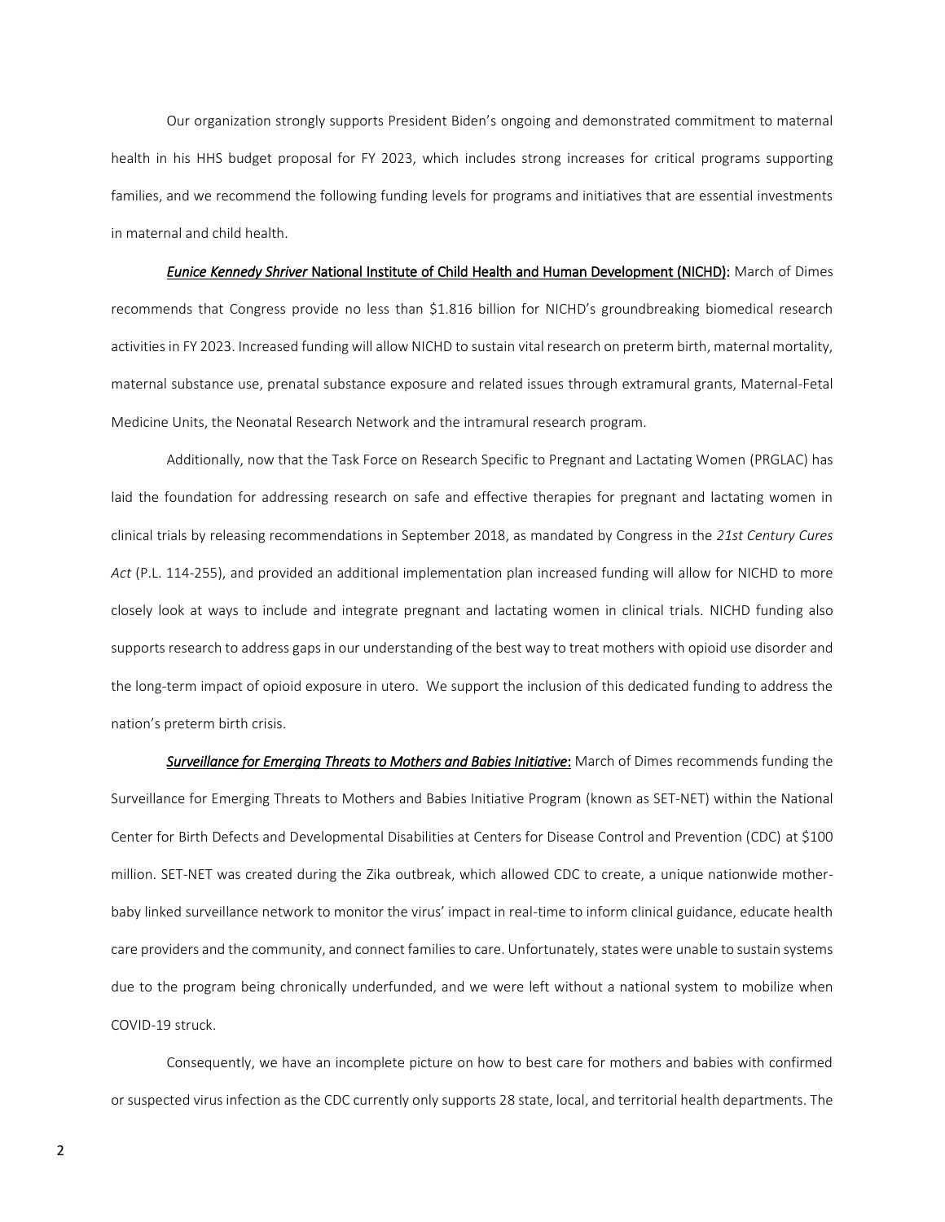Our organization strongly supports President Biden's ongoing and demonstrated commitment to maternal health in his HHS budget proposal for FY 2023, which includes strong increases for critical programs supporting families, and we recommend the following funding levels for programs and initiatives that are essential investments in maternal and child health.

***Eunice Kennedy Shriver* National Institute of Child Health and Human Development (NICHD):** March of Dimes recommends that Congress provide no less than $1.816 billion for NICHD's groundbreaking biomedical research activities in FY 2023. Increased funding will allow NICHD to sustain vital research on preterm birth, maternal mortality, maternal substance use, prenatal substance exposure and related issues through extramural grants, Maternal-Fetal Medicine Units, the Neonatal Research Network and the intramural research program.

Additionally, now that the Task Force on Research Specific to Pregnant and Lactating Women (PRGLAC) has laid the foundation for addressing research on safe and effective therapies for pregnant and lactating women in clinical trials by releasing recommendations in September 2018, as mandated by Congress in the *21st Century Cures Act* (P.L. 114-255), and provided an additional implementation plan increased funding will allow for NICHD to more closely look at ways to include and integrate pregnant and lactating women in clinical trials. NICHD funding also supports research to address gaps in our understanding of the best way to treat mothers with opioid use disorder and the long-term impact of opioid exposure in utero. We support the inclusion of this dedicated funding to address the nation's preterm birth crisis.

***Surveillance for Emerging Threats to Mothers and Babies Initiative*:** March of Dimes recommends funding the Surveillance for Emerging Threats to Mothers and Babies Initiative Program (known as SET-NET) within the National Center for Birth Defects and Developmental Disabilities at Centers for Disease Control and Prevention (CDC) at $100 million. SET-NET was created during the Zika outbreak, which allowed CDC to create, a unique nationwide mother-baby linked surveillance network to monitor the virus' impact in real-time to inform clinical guidance, educate health care providers and the community, and connect families to care. Unfortunately, states were unable to sustain systems due to the program being chronically underfunded, and we were left without a national system to mobilize when COVID-19 struck.

Consequently, we have an incomplete picture on how to best care for mothers and babies with confirmed or suspected virus infection as the CDC currently only supports 28 state, local, and territorial health departments. The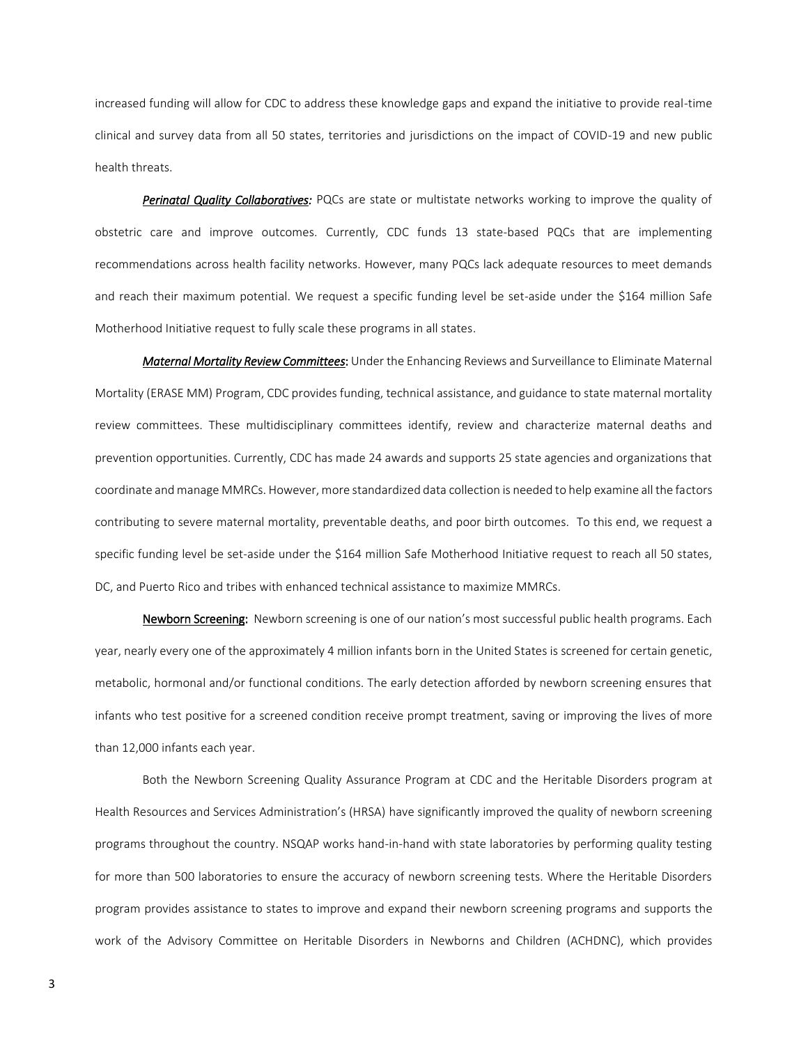increased funding will allow for CDC to address these knowledge gaps and expand the initiative to provide real-time clinical and survey data from all 50 states, territories and jurisdictions on the impact of COVID-19 and new public health threats.

***Perinatal Quality Collaboratives:*** PQCs are state or multistate networks working to improve the quality of obstetric care and improve outcomes. Currently, CDC funds 13 state-based PQCs that are implementing recommendations across health facility networks. However, many PQCs lack adequate resources to meet demands and reach their maximum potential. We request a specific funding level be set-aside under the $164 million Safe Motherhood Initiative request to fully scale these programs in all states.

***Maternal Mortality Review Committees*:** Under the Enhancing Reviews and Surveillance to Eliminate Maternal Mortality (ERASE MM) Program, CDC provides funding, technical assistance, and guidance to state maternal mortality review committees. These multidisciplinary committees identify, review and characterize maternal deaths and prevention opportunities. Currently, CDC has made 24 awards and supports 25 state agencies and organizations that coordinate and manage MMRCs. However, more standardized data collection is needed to help examine all the factors contributing to severe maternal mortality, preventable deaths, and poor birth outcomes. To this end, we request a specific funding level be set-aside under the $164 million Safe Motherhood Initiative request to reach all 50 states, DC, and Puerto Rico and tribes with enhanced technical assistance to maximize MMRCs.

**Newborn Screening:** Newborn screening is one of our nation's most successful public health programs. Each year, nearly every one of the approximately 4 million infants born in the United States is screened for certain genetic, metabolic, hormonal and/or functional conditions. The early detection afforded by newborn screening ensures that infants who test positive for a screened condition receive prompt treatment, saving or improving the lives of more than 12,000 infants each year.

Both the Newborn Screening Quality Assurance Program at CDC and the Heritable Disorders program at Health Resources and Services Administration's (HRSA) have significantly improved the quality of newborn screening programs throughout the country. NSQAP works hand-in-hand with state laboratories by performing quality testing for more than 500 laboratories to ensure the accuracy of newborn screening tests. Where the Heritable Disorders program provides assistance to states to improve and expand their newborn screening programs and supports the work of the Advisory Committee on Heritable Disorders in Newborns and Children (ACHDNC), which provides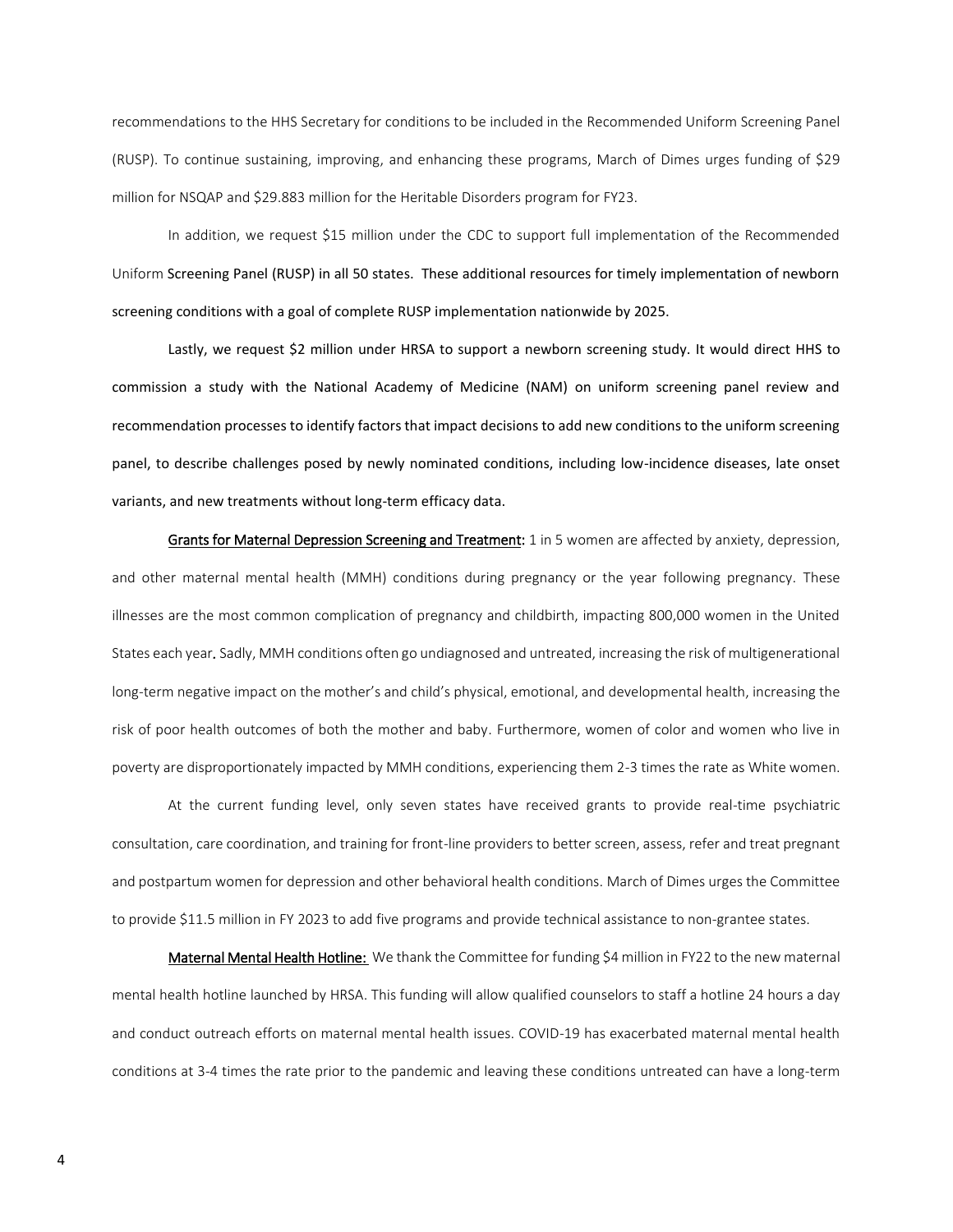recommendations to the HHS Secretary for conditions to be included in the Recommended Uniform Screening Panel (RUSP). To continue sustaining, improving, and enhancing these programs, March of Dimes urges funding of $29 million for NSQAP and $29.883 million for the Heritable Disorders program for FY23.

In addition, we request $15 million under the CDC to support full implementation of the Recommended Uniform Screening Panel (RUSP) in all 50 states. These additional resources for timely implementation of newborn screening conditions with a goal of complete RUSP implementation nationwide by 2025.

Lastly, we request $2 million under HRSA to support a newborn screening study. It would direct HHS to commission a study with the National Academy of Medicine (NAM) on uniform screening panel review and recommendation processes to identify factors that impact decisions to add new conditions to the uniform screening panel, to describe challenges posed by newly nominated conditions, including low-incidence diseases, late onset variants, and new treatments without long-term efficacy data.

<u>Grants for Maternal Depression Screening and Treatment</u>: 1 in 5 women are affected by anxiety, depression, and other maternal mental health (MMH) conditions during pregnancy or the year following pregnancy. These illnesses are the most common complication of pregnancy and childbirth, impacting 800,000 women in the United States each year. Sadly, MMH conditions often go undiagnosed and untreated, increasing the risk of multigenerational long-term negative impact on the mother's and child's physical, emotional, and developmental health, increasing the risk of poor health outcomes of both the mother and baby. Furthermore, women of color and women who live in poverty are disproportionately impacted by MMH conditions, experiencing them 2-3 times the rate as White women.

At the current funding level, only seven states have received grants to provide real-time psychiatric consultation, care coordination, and training for front-line providers to better screen, assess, refer and treat pregnant and postpartum women for depression and other behavioral health conditions. March of Dimes urges the Committee to provide $11.5 million in FY 2023 to add five programs and provide technical assistance to non-grantee states.

<u>Maternal Mental Health Hotline:</u> We thank the Committee for funding $4 million in FY22 to the new maternal mental health hotline launched by HRSA. This funding will allow qualified counselors to staff a hotline 24 hours a day and conduct outreach efforts on maternal mental health issues. COVID-19 has exacerbated maternal mental health conditions at 3-4 times the rate prior to the pandemic and leaving these conditions untreated can have a long-term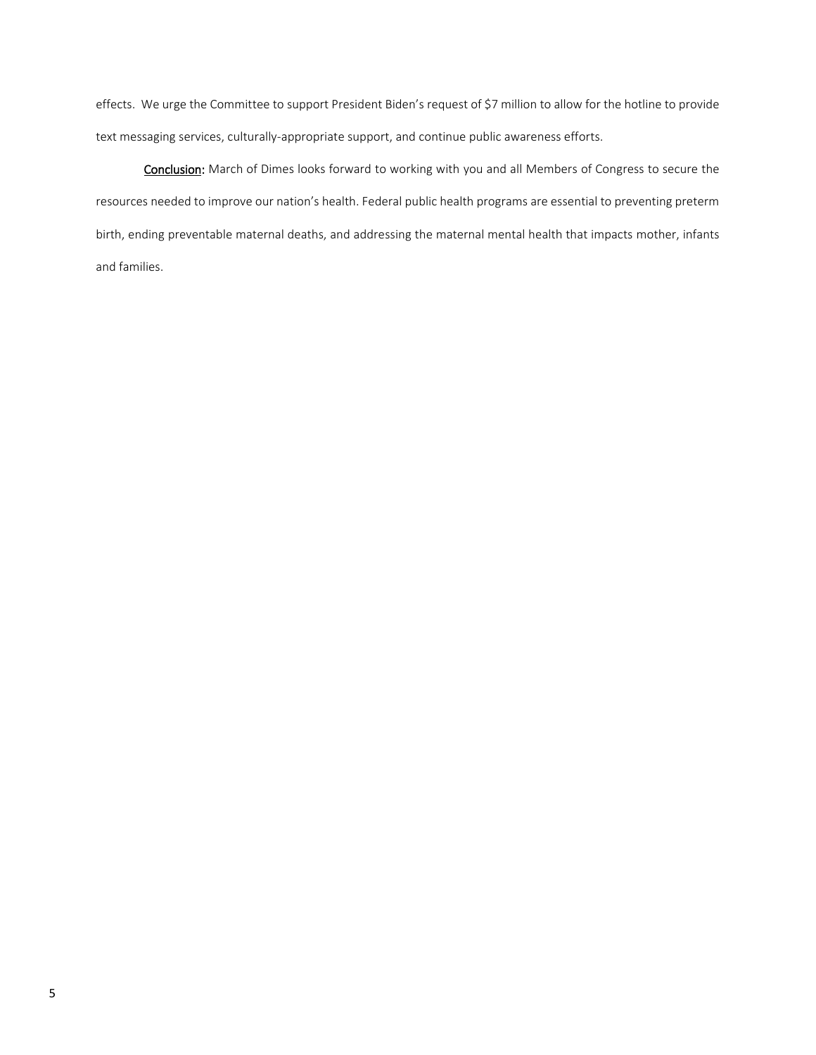effects. We urge the Committee to support President Biden's request of $7 million to allow for the hotline to provide text messaging services, culturally-appropriate support, and continue public awareness efforts.

**Conclusion:** March of Dimes looks forward to working with you and all Members of Congress to secure the resources needed to improve our nation's health. Federal public health programs are essential to preventing preterm birth, ending preventable maternal deaths, and addressing the maternal mental health that impacts mother, infants and families.